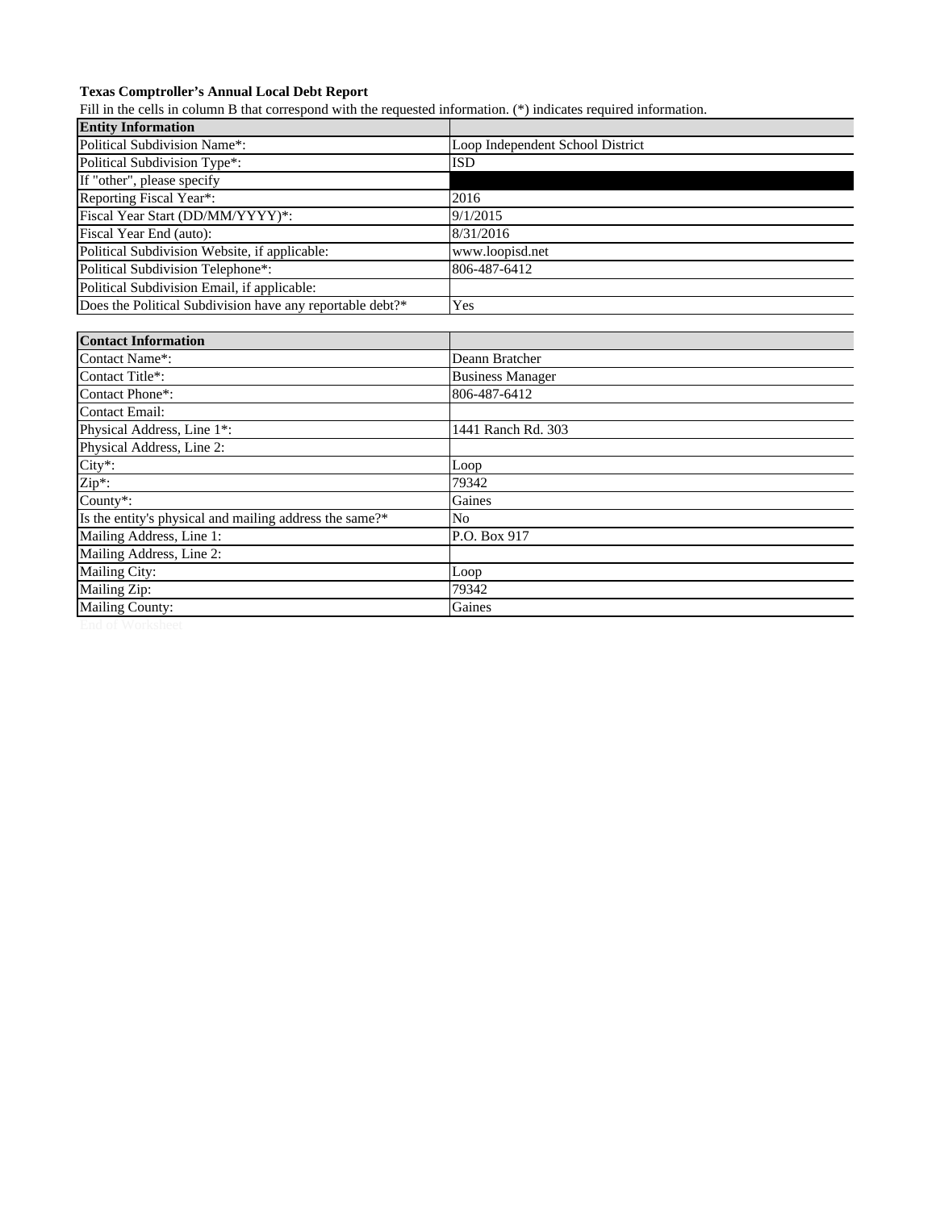**Texas Comptroller's Annual Local Debt Report**

Fill in the cells in column B that correspond with the requested information. (*) indicates required information.

| **Entity Information** | |
|---|---|
| Political Subdivision Name*: | Loop Independent School District |
| Political Subdivision Type*: | ISD |
| If "other", please specify | |
| Reporting Fiscal Year*: | 2016 |
| Fiscal Year Start (DD/MM/YYYY)*: | 9/1/2015 |
| Fiscal Year End (auto): | 8/31/2016 |
| Political Subdivision Website, if applicable: | www.loopisd.net |
| Political Subdivision Telephone*: | 806-487-6412 |
| Political Subdivision Email, if applicable: | |
| Does the Political Subdivision have any reportable debt?* | Yes |

| **Contact Information** | |
|---|---|
| Contact Name*: | Deann Bratcher |
| Contact Title*: | Business Manager |
| Contact Phone*: | 806-487-6412 |
| Contact Email: | |
| Physical Address, Line 1*: | 1441 Ranch Rd. 303 |
| Physical Address, Line 2: | |
| City*: | Loop |
| Zip*: | 79342 |
| County*: | Gaines |
| Is the entity's physical and mailing address the same?* | No |
| Mailing Address, Line 1: | P.O. Box 917 |
| Mailing Address, Line 2: | |
| Mailing City: | Loop |
| Mailing Zip: | 79342 |
| Mailing County: | Gaines |

End of Worksheet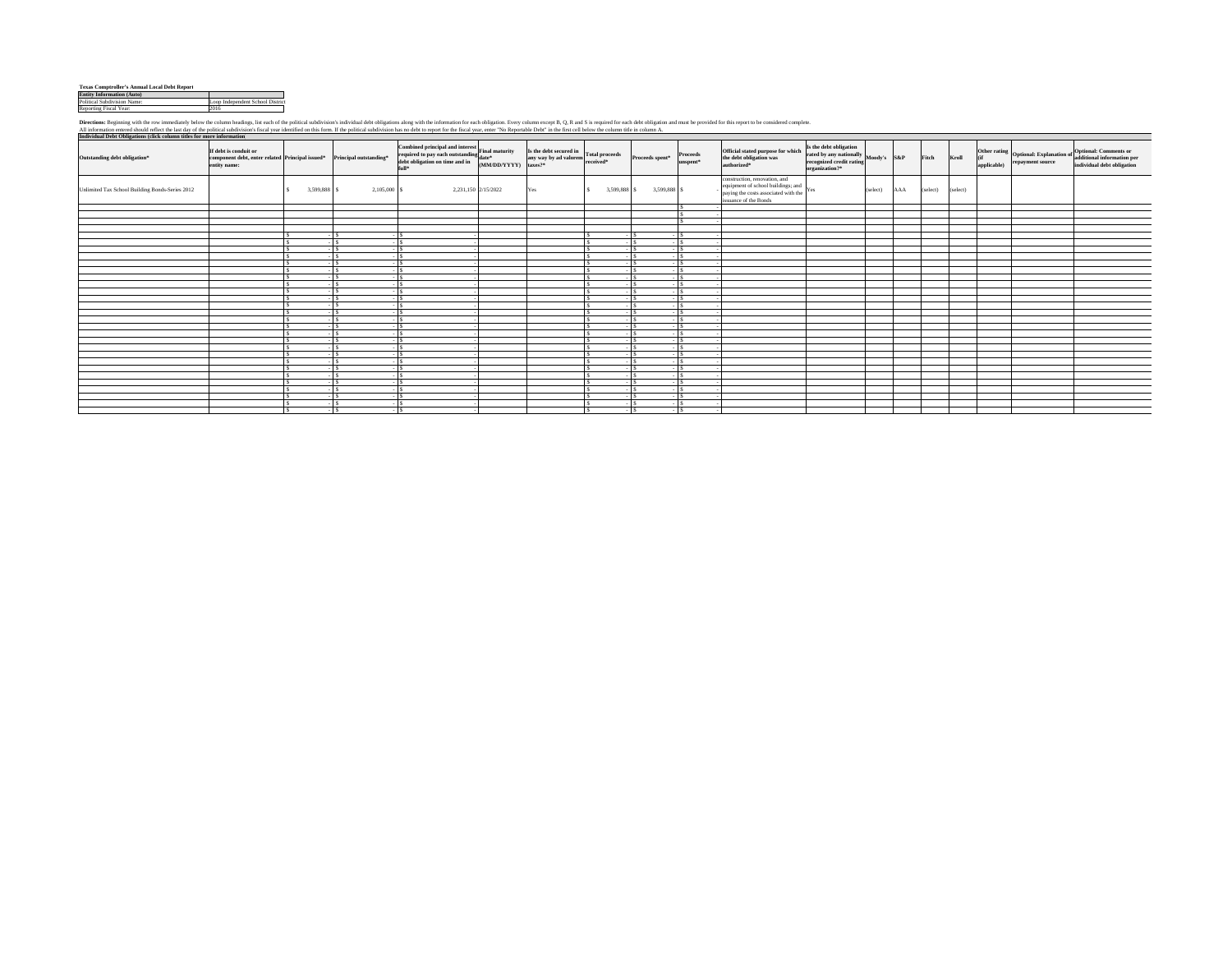**Texas Comptroller's Annual Local Debt Report**

| Entity Information (Auto) | |
|---|---|
| Political Subdivision Name: | Loop Independent School District |
| Reporting Fiscal Year: | 2016 |

**Directions:** Beginning with the row immediately below the column headings, list each of the political subdivision's individual debt obligations along with the information for each obligation. Every column except B, Q, R and S is required for each debt obligation and must be provided for this report to be considered complete.
All information entered should reflect the last day of the political subdivision's fiscal year identified on this form. If the political subdivision has no debt to report for the fiscal year, enter "No Reportable Debt" in the first cell below the column title in column A.

**Individual Debt Obligations (click column titles for more information**

| Outstanding debt obligation* | If debt is conduit or component debt, enter related entity name: | Principal issued* | Principal outstanding* | Combined principal and interest required to pay each outstanding debt obligation on time and in full* | Final maturity date* (MM/DD/YYYY) | Is the debt secured in any way by ad valorem taxes?* | Total proceeds received* | Proceeds spent* | Proceeds unspent* | Official stated purpose for which the debt obligation was authorized* | Is the debt obligation rated by any nationally recognized credit rating organization?* | Moody's | S&P | Fitch | Kroll | Other rating (if applicable) | Optional: Explanation of repayment source | Optional: Comments or additional information per individual debt obligation |
|---|---|---|---|---|---|---|---|---|---|---|---|---|---|---|---|---|---|---|
| Unlimited Tax School Building Bonds-Series 2012 | | $ 3,599,888 | $ 2,105,000 | $ 2,231,150 | 2/15/2022 | Yes | $ 3,599,888 | $ 3,599,888 | $ - | construction, renovation, and equipment of school buildings; and paying the costs associated with the issuance of the Bonds | Yes | (select) | AAA | (select) | (select) | | | |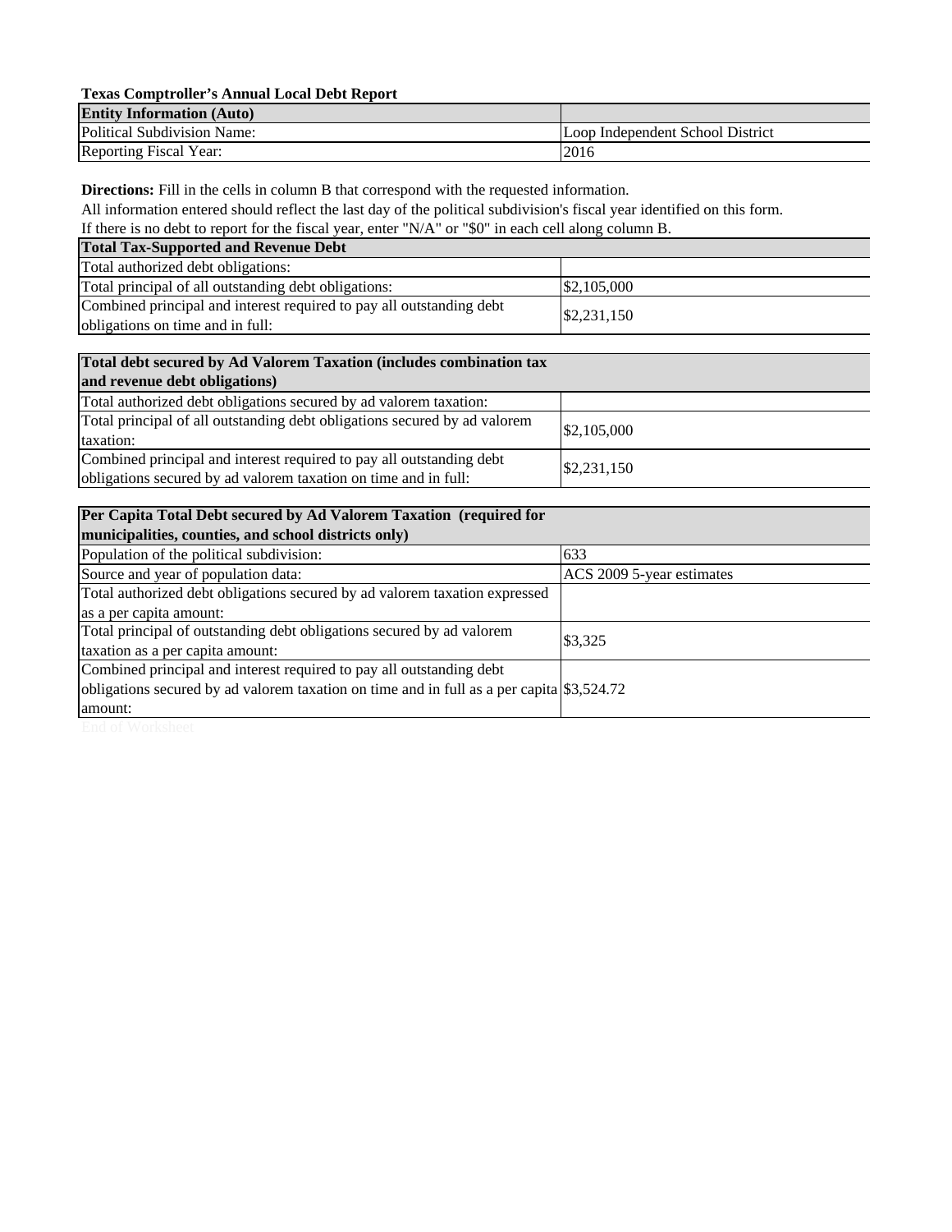**Texas Comptroller's Annual Local Debt Report**

| **Entity Information (Auto)** | |
|---|---|
| Political Subdivision Name: | Loop Independent School District |
| Reporting Fiscal Year: | 2016 |

**Directions:** Fill in the cells in column B that correspond with the requested information.
All information entered should reflect the last day of the political subdivision's fiscal year identified on this form.
If there is no debt to report for the fiscal year, enter "N/A" or "$0" in each cell along column B.

| **Total Tax-Supported and Revenue Debt** | |
|---|---|
| Total authorized debt obligations: | |
| Total principal of all outstanding debt obligations: | $2,105,000 |
| Combined principal and interest required to pay all outstanding debt obligations on time and in full: | $2,231,150 |

| **Total debt secured by Ad Valorem Taxation (includes combination tax and revenue debt obligations)** | |
|---|---|
| Total authorized debt obligations secured by ad valorem taxation: | |
| Total principal of all outstanding debt obligations secured by ad valorem taxation: | $2,105,000 |
| Combined principal and interest required to pay all outstanding debt obligations secured by ad valorem taxation on time and in full: | $2,231,150 |

| **Per Capita Total Debt secured by Ad Valorem Taxation (required for municipalities, counties, and school districts only)** | |
|---|---|
| Population of the political subdivision: | 633 |
| Source and year of population data: | ACS 2009 5-year estimates |
| Total authorized debt obligations secured by ad valorem taxation expressed as a per capita amount: | |
| Total principal of outstanding debt obligations secured by ad valorem taxation as a per capita amount: | $3,325 |
| Combined principal and interest required to pay all outstanding debt obligations secured by ad valorem taxation on time and in full as a per capita amount: | $3,524.72 |

End of Worksheet